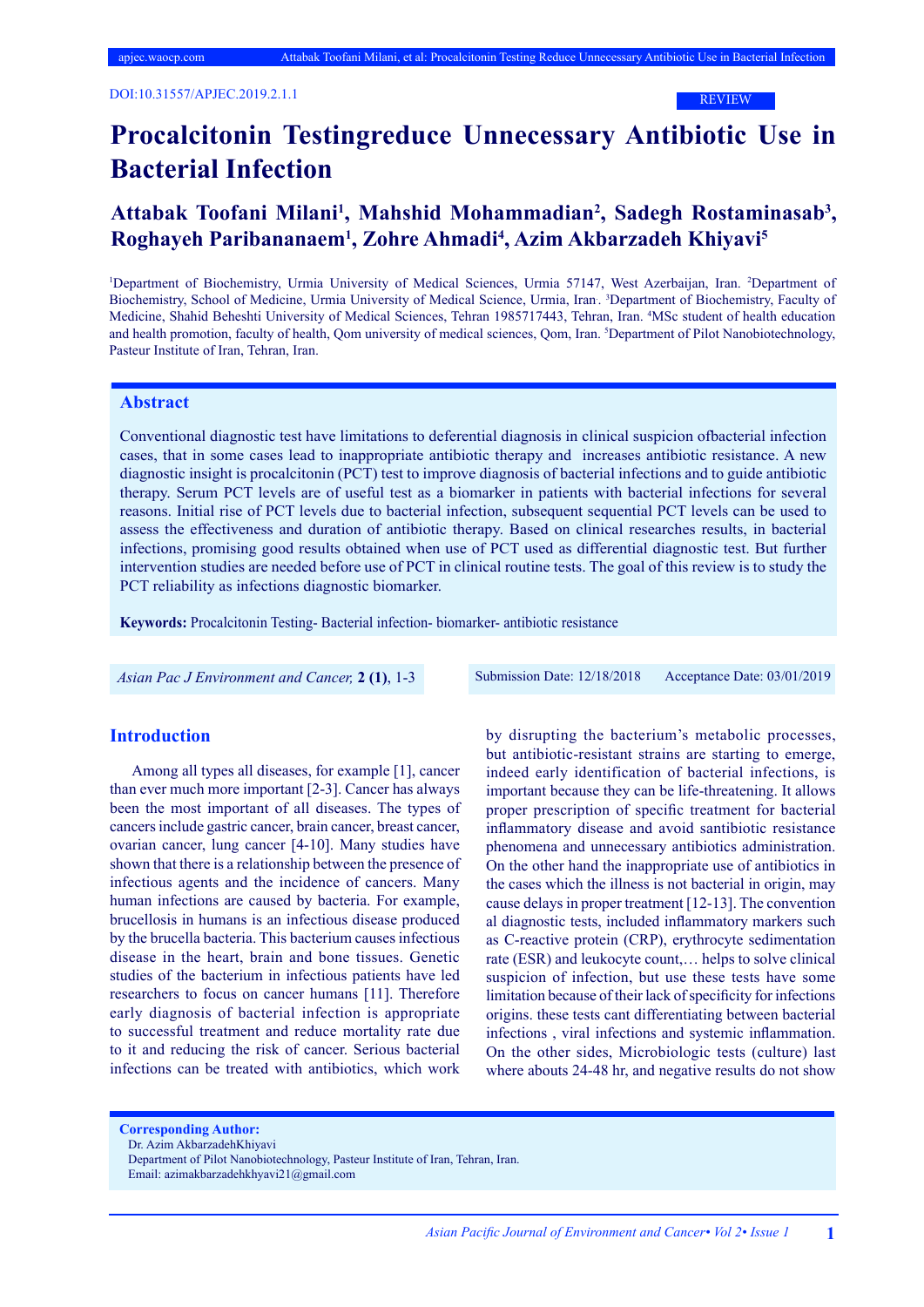DOI:10.31557/APJEC.2019.2.1.1

REVIEW

# Procalcitonin Testingreduce Unnecessary Antibiotic Use in Bacterial Infection

**Attabak Toofani Milani[1], Mahshid Mohammadian[2], Sadegh Rostaminasab[3], Roghayeh Paribananaem[1], Zohre Ahmadi[4], Azim Akbarzadeh Khiyavi[5]**

[1]Department of Biochemistry, Urmia University of Medical Sciences, Urmia 57147, West Azerbaijan, Iran. [2]Department of Biochemistry, School of Medicine, Urmia University of Medical Science, Urmia, Iran. [3]Department of Biochemistry, Faculty of Medicine, Shahid Beheshti University of Medical Sciences, Tehran 1985717443, Tehran, Iran. [4]MSc student of health education and health promotion, faculty of health, Qom university of medical sciences, Qom, Iran. [5]Department of Pilot Nanobiotechnology, Pasteur Institute of Iran, Tehran, Iran.

## Abstract

Conventional diagnostic test have limitations to deferential diagnosis in clinical suspicion ofbacterial infection cases, that in some cases lead to inappropriate antibiotic therapy and increases antibiotic resistance. A new diagnostic insight is procalcitonin (PCT) test to improve diagnosis of bacterial infections and to guide antibiotic therapy. Serum PCT levels are of useful test as a biomarker in patients with bacterial infections for several reasons. Initial rise of PCT levels due to bacterial infection, subsequent sequential PCT levels can be used to assess the effectiveness and duration of antibiotic therapy. Based on clinical researches results, in bacterial infections, promising good results obtained when use of PCT used as differential diagnostic test. But further intervention studies are needed before use of PCT in clinical routine tests. The goal of this review is to study the PCT reliability as infections diagnostic biomarker.

**Keywords:** Procalcitonin Testing- Bacterial infection- biomarker- antibiotic resistance

*Asian Pac J Environment and Cancer,* **2 (1)**, 1-3

Submission Date: 12/18/2018 Acceptance Date: 03/01/2019

## Introduction

Among all types all diseases, for example [1], cancer than ever much more important [2-3]. Cancer has always been the most important of all diseases. The types of cancers include gastric cancer, brain cancer, breast cancer, ovarian cancer, lung cancer [4-10]. Many studies have shown that there is a relationship between the presence of infectious agents and the incidence of cancers. Many human infections are caused by bacteria. For example, brucellosis in humans is an infectious disease produced by the brucella bacteria. This bacterium causes infectious disease in the heart, brain and bone tissues. Genetic studies of the bacterium in infectious patients have led researchers to focus on cancer humans [11]. Therefore early diagnosis of bacterial infection is appropriate to successful treatment and reduce mortality rate due to it and reducing the risk of cancer. Serious bacterial infections can be treated with antibiotics, which work by disrupting the bacterium's metabolic processes, but antibiotic-resistant strains are starting to emerge, indeed early identification of bacterial infections, is important because they can be life-threatening. It allows proper prescription of specific treatment for bacterial inflammatory disease and avoid santibiotic resistance phenomena and unnecessary antibiotics administration. On the other hand the inappropriate use of antibiotics in the cases which the illness is not bacterial in origin, may cause delays in proper treatment [12-13]. The convention al diagnostic tests, included inflammatory markers such as C-reactive protein (CRP), erythrocyte sedimentation rate (ESR) and leukocyte count,… helps to solve clinical suspicion of infection, but use these tests have some limitation because of their lack of specificity for infections origins. these tests cant differentiating between bacterial infections , viral infections and systemic inflammation. On the other sides, Microbiologic tests (culture) last where abouts 24-48 hr, and negative results do not show

**Corresponding Author:**
Dr. Azim AkbarzadehKhiyavi
Department of Pilot Nanobiotechnology, Pasteur Institute of Iran, Tehran, Iran.
Email: azimakbarzadehkhyavi21@gmail.com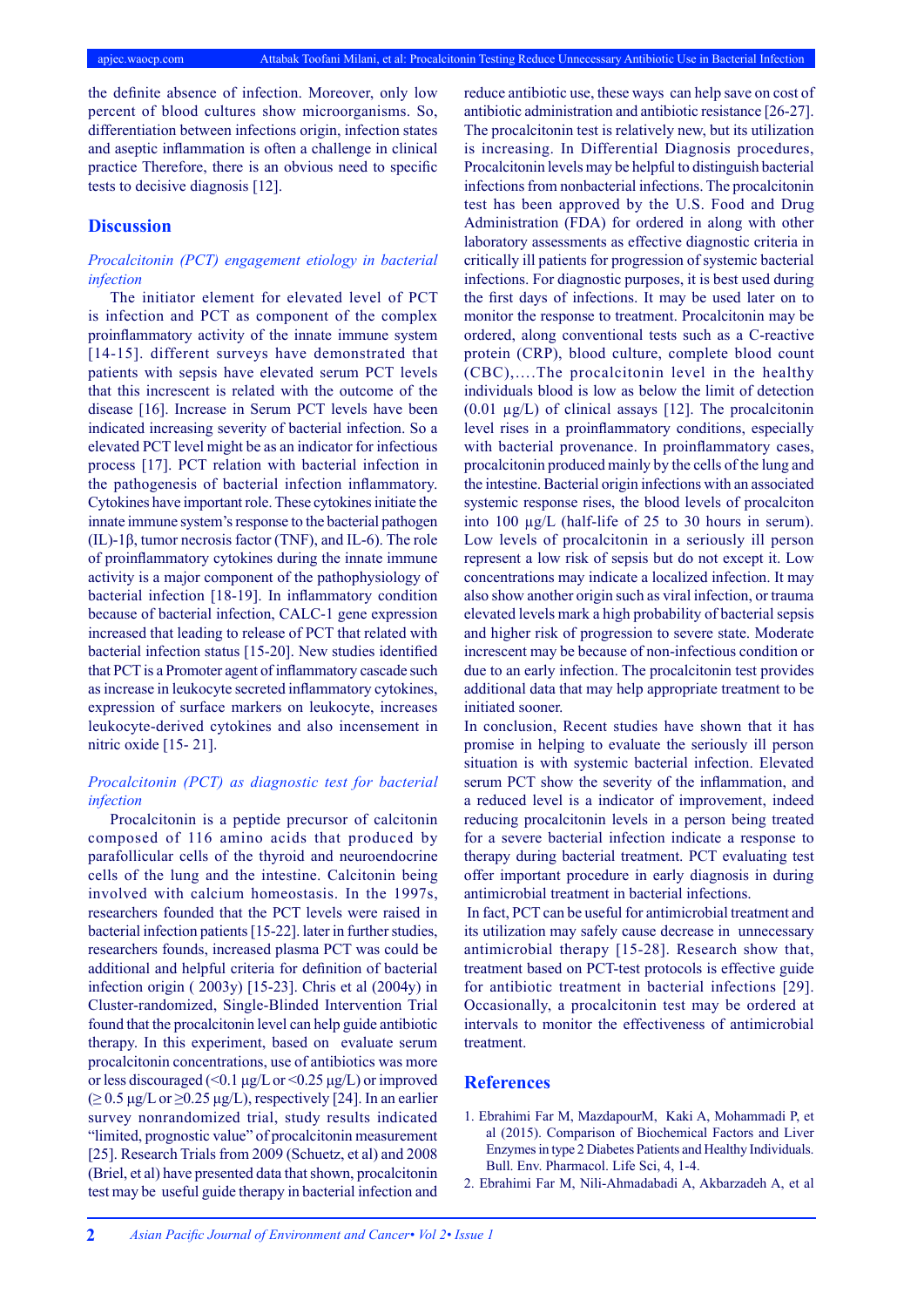the definite absence of infection. Moreover, only low percent of blood cultures show microorganisms. So, differentiation between infections origin, infection states and aseptic inflammation is often a challenge in clinical practice Therefore, there is an obvious need to specific tests to decisive diagnosis [12].

## Discussion

*Procalcitonin (PCT) engagement etiology in bacterial infection*

The initiator element for elevated level of PCT is infection and PCT as component of the complex proinflammatory activity of the innate immune system [14-15]. different surveys have demonstrated that patients with sepsis have elevated serum PCT levels that this increscent is related with the outcome of the disease [16]. Increase in Serum PCT levels have been indicated increasing severity of bacterial infection. So a elevated PCT level might be as an indicator for infectious process [17]. PCT relation with bacterial infection in the pathogenesis of bacterial infection inflammatory. Cytokines have important role. These cytokines initiate the innate immune system's response to the bacterial pathogen (IL)-1β, tumor necrosis factor (TNF), and IL-6). The role of proinflammatory cytokines during the innate immune activity is a major component of the pathophysiology of bacterial infection [18-19]. In inflammatory condition because of bacterial infection, CALC-1 gene expression increased that leading to release of PCT that related with bacterial infection status [15-20]. New studies identified that PCT is a Promoter agent of inflammatory cascade such as increase in leukocyte secreted inflammatory cytokines, expression of surface markers on leukocyte, increases leukocyte-derived cytokines and also incensement in nitric oxide [15- 21].

*Procalcitonin (PCT) as diagnostic test for bacterial infection*

Procalcitonin is a peptide precursor of calcitonin composed of 116 amino acids that produced by parafollicular cells of the thyroid and neuroendocrine cells of the lung and the intestine. Calcitonin being involved with calcium homeostasis. In the 1997s, researchers founded that the PCT levels were raised in bacterial infection patients [15-22]. later in further studies, researchers founds, increased plasma PCT was could be additional and helpful criteria for definition of bacterial infection origin ( 2003y) [15-23]. Chris et al (2004y) in Cluster-randomized, Single-Blinded Intervention Trial found that the procalcitonin level can help guide antibiotic therapy. In this experiment, based on evaluate serum procalcitonin concentrations, use of antibiotics was more or less discouraged (<0.1 µg/L or <0.25 µg/L) or improved (≥ 0.5 µg/L or ≥0.25 µg/L), respectively [24]. In an earlier survey nonrandomized trial, study results indicated "limited, prognostic value" of procalcitonin measurement [25]. Research Trials from 2009 (Schuetz, et al) and 2008 (Briel, et al) have presented data that shown, procalcitonin test may be useful guide therapy in bacterial infection and reduce antibiotic use, these ways can help save on cost of antibiotic administration and antibiotic resistance [26-27]. The procalcitonin test is relatively new, but its utilization is increasing. In Differential Diagnosis procedures, Procalcitonin levels may be helpful to distinguish bacterial infections from nonbacterial infections. The procalcitonin test has been approved by the U.S. Food and Drug Administration (FDA) for ordered in along with other laboratory assessments as effective diagnostic criteria in critically ill patients for progression of systemic bacterial infections. For diagnostic purposes, it is best used during the first days of infections. It may be used later on to monitor the response to treatment. Procalcitonin may be ordered, along conventional tests such as a C-reactive protein (CRP), blood culture, complete blood count (CBC),….The procalcitonin level in the healthy individuals blood is low as below the limit of detection (0.01 µg/L) of clinical assays [12]. The procalcitonin level rises in a proinflammatory conditions, especially with bacterial provenance. In proinflammatory cases, procalcitonin produced mainly by the cells of the lung and the intestine. Bacterial origin infections with an associated systemic response rises, the blood levels of procalciton into 100 µg/L (half-life of 25 to 30 hours in serum). Low levels of procalcitonin in a seriously ill person represent a low risk of sepsis but do not except it. Low concentrations may indicate a localized infection. It may also show another origin such as viral infection, or trauma elevated levels mark a high probability of bacterial sepsis and higher risk of progression to severe state. Moderate increscent may be because of non-infectious condition or due to an early infection. The procalcitonin test provides additional data that may help appropriate treatment to be initiated sooner.

In conclusion, Recent studies have shown that it has promise in helping to evaluate the seriously ill person situation is with systemic bacterial infection. Elevated serum PCT show the severity of the inflammation, and a reduced level is a indicator of improvement, indeed reducing procalcitonin levels in a person being treated for a severe bacterial infection indicate a response to therapy during bacterial treatment. PCT evaluating test offer important procedure in early diagnosis in during antimicrobial treatment in bacterial infections.

In fact, PCT can be useful for antimicrobial treatment and its utilization may safely cause decrease in unnecessary antimicrobial therapy [15-28]. Research show that, treatment based on PCT-test protocols is effective guide for antibiotic treatment in bacterial infections [29]. Occasionally, a procalcitonin test may be ordered at intervals to monitor the effectiveness of antimicrobial treatment.

## References

1. Ebrahimi Far M, MazdapourM, Kaki A, Mohammadi P, et al (2015). Comparison of Biochemical Factors and Liver Enzymes in type 2 Diabetes Patients and Healthy Individuals. Bull. Env. Pharmacol. Life Sci, 4, 1-4.
2. Ebrahimi Far M, Nili-Ahmadabadi A, Akbarzadeh A, et al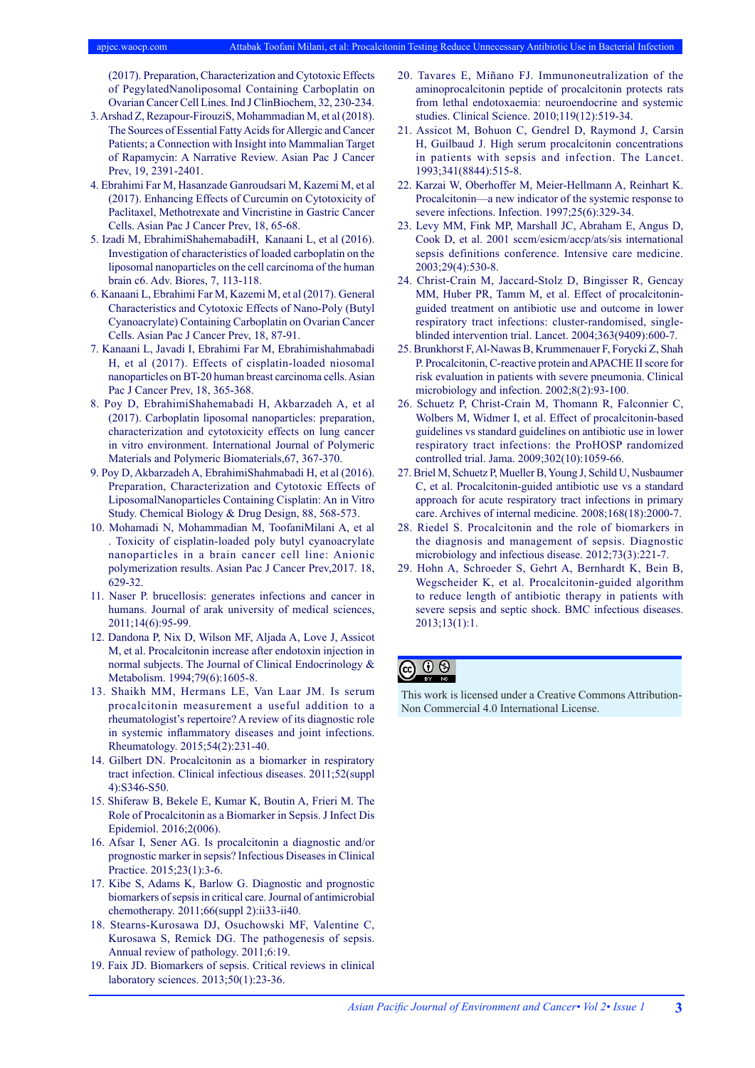(2017). Preparation, Characterization and Cytotoxic Effects of PegylatedNanoliposomal Containing Carboplatin on Ovarian Cancer Cell Lines. Ind J ClinBiochem, 32, 230-234.

3. Arshad Z, Rezapour-FirouziS, Mohammadian M, et al (2018). The Sources of Essential Fatty Acids for Allergic and Cancer Patients; a Connection with Insight into Mammalian Target of Rapamycin: A Narrative Review. Asian Pac J Cancer Prev, 19, 2391-2401.
4. Ebrahimi Far M, Hasanzade Ganroudsari M, Kazemi M, et al (2017). Enhancing Effects of Curcumin on Cytotoxicity of Paclitaxel, Methotrexate and Vincristine in Gastric Cancer Cells. Asian Pac J Cancer Prev, 18, 65-68.
5. Izadi M, EbrahimiShahemabadiH, Kanaani L, et al (2016). Investigation of characteristics of loaded carboplatin on the liposomal nanoparticles on the cell carcinoma of the human brain c6. Adv. Biores, 7, 113-118.
6. Kanaani L, Ebrahimi Far M, Kazemi M, et al (2017). General Characteristics and Cytotoxic Effects of Nano-Poly (Butyl Cyanoacrylate) Containing Carboplatin on Ovarian Cancer Cells. Asian Pac J Cancer Prev, 18, 87-91.
7. Kanaani L, Javadi I, Ebrahimi Far M, Ebrahimishahmabadi H, et al (2017). Effects of cisplatin-loaded niosomal nanoparticles on BT-20 human breast carcinoma cells. Asian Pac J Cancer Prev, 18, 365-368.
8. Poy D, EbrahimiShahemabadi H, Akbarzadeh A, et al (2017). Carboplatin liposomal nanoparticles: preparation, characterization and cytotoxicity effects on lung cancer in vitro environment. International Journal of Polymeric Materials and Polymeric Biomaterials,67, 367-370.
9. Poy D, Akbarzadeh A, EbrahimiShahmabadi H, et al (2016). Preparation, Characterization and Cytotoxic Effects of LiposomalNanoparticles Containing Cisplatin: An in Vitro Study. Chemical Biology & Drug Design, 88, 568-573.
10. Mohamadi N, Mohammadian M, ToofaniMilani A, et al . Toxicity of cisplatin-loaded poly butyl cyanoacrylate nanoparticles in a brain cancer cell line: Anionic polymerization results. Asian Pac J Cancer Prev,2017. 18, 629-32.
11. Naser P. brucellosis: generates infections and cancer in humans. Journal of arak university of medical sciences, 2011;14(6):95-99.
12. Dandona P, Nix D, Wilson MF, Aljada A, Love J, Assicot M, et al. Procalcitonin increase after endotoxin injection in normal subjects. The Journal of Clinical Endocrinology & Metabolism. 1994;79(6):1605-8.
13. Shaikh MM, Hermans LE, Van Laar JM. Is serum procalcitonin measurement a useful addition to a rheumatologist's repertoire? A review of its diagnostic role in systemic inflammatory diseases and joint infections. Rheumatology. 2015;54(2):231-40.
14. Gilbert DN. Procalcitonin as a biomarker in respiratory tract infection. Clinical infectious diseases. 2011;52(suppl 4):S346-S50.
15. Shiferaw B, Bekele E, Kumar K, Boutin A, Frieri M. The Role of Procalcitonin as a Biomarker in Sepsis. J Infect Dis Epidemiol. 2016;2(006).
16. Afsar I, Sener AG. Is procalcitonin a diagnostic and/or prognostic marker in sepsis? Infectious Diseases in Clinical Practice. 2015;23(1):3-6.
17. Kibe S, Adams K, Barlow G. Diagnostic and prognostic biomarkers of sepsis in critical care. Journal of antimicrobial chemotherapy. 2011;66(suppl 2):ii33-ii40.
18. Stearns-Kurosawa DJ, Osuchowski MF, Valentine C, Kurosawa S, Remick DG. The pathogenesis of sepsis. Annual review of pathology. 2011;6:19.
19. Faix JD. Biomarkers of sepsis. Critical reviews in clinical laboratory sciences. 2013;50(1):23-36.
20. Tavares E, Miñano FJ. Immunoneutralization of the aminoprocalcitonin peptide of procalcitonin protects rats from lethal endotoxaemia: neuroendocrine and systemic studies. Clinical Science. 2010;119(12):519-34.
21. Assicot M, Bohuon C, Gendrel D, Raymond J, Carsin H, Guilbaud J. High serum procalcitonin concentrations in patients with sepsis and infection. The Lancet. 1993;341(8844):515-8.
22. Karzai W, Oberhoffer M, Meier-Hellmann A, Reinhart K. Procalcitonin—a new indicator of the systemic response to severe infections. Infection. 1997;25(6):329-34.
23. Levy MM, Fink MP, Marshall JC, Abraham E, Angus D, Cook D, et al. 2001 sccm/esicm/accp/ats/sis international sepsis definitions conference. Intensive care medicine. 2003;29(4):530-8.
24. Christ-Crain M, Jaccard-Stolz D, Bingisser R, Gencay MM, Huber PR, Tamm M, et al. Effect of procalcitonin-guided treatment on antibiotic use and outcome in lower respiratory tract infections: cluster-randomised, single-blinded intervention trial. Lancet. 2004;363(9409):600-7.
25. Brunkhorst F, Al-Nawas B, Krummenauer F, Forycki Z, Shah P. Procalcitonin, C-reactive protein and APACHE II score for risk evaluation in patients with severe pneumonia. Clinical microbiology and infection. 2002;8(2):93-100.
26. Schuetz P, Christ-Crain M, Thomann R, Falconnier C, Wolbers M, Widmer I, et al. Effect of procalcitonin-based guidelines vs standard guidelines on antibiotic use in lower respiratory tract infections: the ProHOSP randomized controlled trial. Jama. 2009;302(10):1059-66.
27. Briel M, Schuetz P, Mueller B, Young J, Schild U, Nusbaumer C, et al. Procalcitonin-guided antibiotic use vs a standard approach for acute respiratory tract infections in primary care. Archives of internal medicine. 2008;168(18):2000-7.
28. Riedel S. Procalcitonin and the role of biomarkers in the diagnosis and management of sepsis. Diagnostic microbiology and infectious disease. 2012;73(3):221-7.
29. Hohn A, Schroeder S, Gehrt A, Bernhardt K, Bein B, Wegscheider K, et al. Procalcitonin-guided algorithm to reduce length of antibiotic therapy in patients with severe sepsis and septic shock. BMC infectious diseases. 2013;13(1):1.

This work is licensed under a Creative Commons Attribution-Non Commercial 4.0 International License.